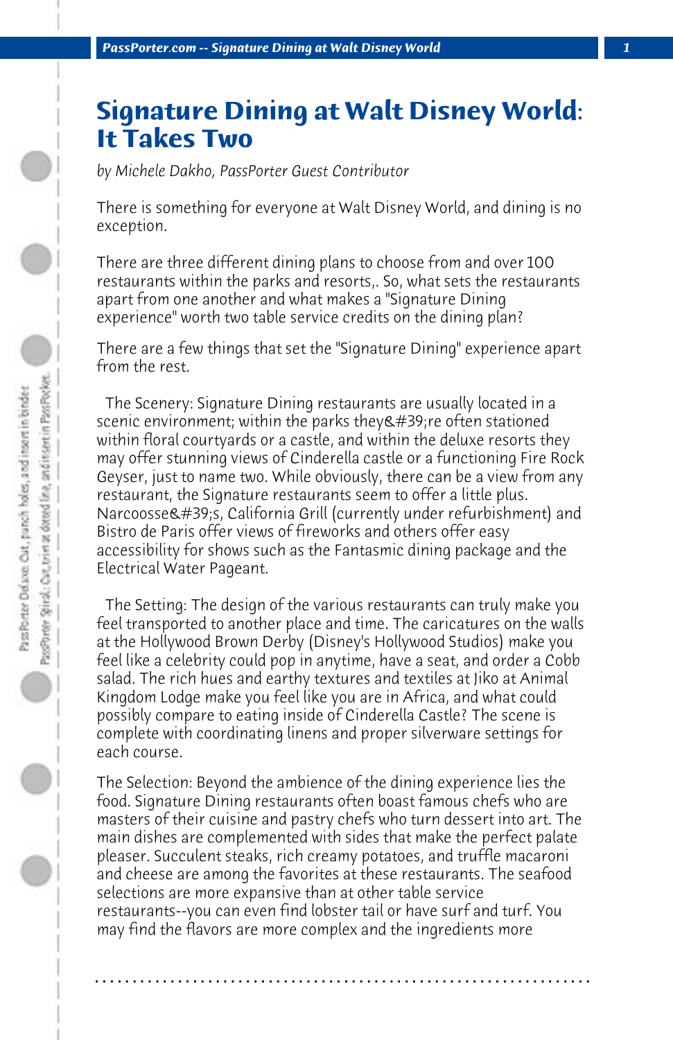# Signature Dining at Walt Disney World: It Takes Two

*by Michele Dakho, PassPorter Guest Contributor*

There is something for everyone at Walt Disney World, and dining is no exception.

There are three different dining plans to choose from and over 100 restaurants within the parks and resorts,. So, what sets the restaurants apart from one another and what makes a "Signature Dining experience" worth two table service credits on the dining plan?

There are a few things that set the "Signature Dining" experience apart from the rest.

The Scenery: Signature Dining restaurants are usually located in a scenic environment; within the parks they&#39;re often stationed within floral courtyards or a castle, and within the deluxe resorts they may offer stunning views of Cinderella castle or a functioning Fire Rock Geyser, just to name two. While obviously, there can be a view from any restaurant, the Signature restaurants seem to offer a little plus. Narcoosse&#39;s, California Grill (currently under refurbishment) and Bistro de Paris offer views of fireworks and others offer easy accessibility for shows such as the Fantasmic dining package and the Electrical Water Pageant.

The Setting: The design of the various restaurants can truly make you feel transported to another place and time. The caricatures on the walls at the Hollywood Brown Derby (Disney's Hollywood Studios) make you feel like a celebrity could pop in anytime, have a seat, and order a Cobb salad. The rich hues and earthy textures and textiles at Jiko at Animal Kingdom Lodge make you feel like you are in Africa, and what could possibly compare to eating inside of Cinderella Castle? The scene is complete with coordinating linens and proper silverware settings for each course.

The Selection: Beyond the ambience of the dining experience lies the food. Signature Dining restaurants often boast famous chefs who are masters of their cuisine and pastry chefs who turn dessert into art. The main dishes are complemented with sides that make the perfect palate pleaser. Succulent steaks, rich creamy potatoes, and truffle macaroni and cheese are among the favorites at these restaurants. The seafood selections are more expansive than at other table service restaurants--you can even find lobster tail or have surf and turf. You may find the flavors are more complex and the ingredients more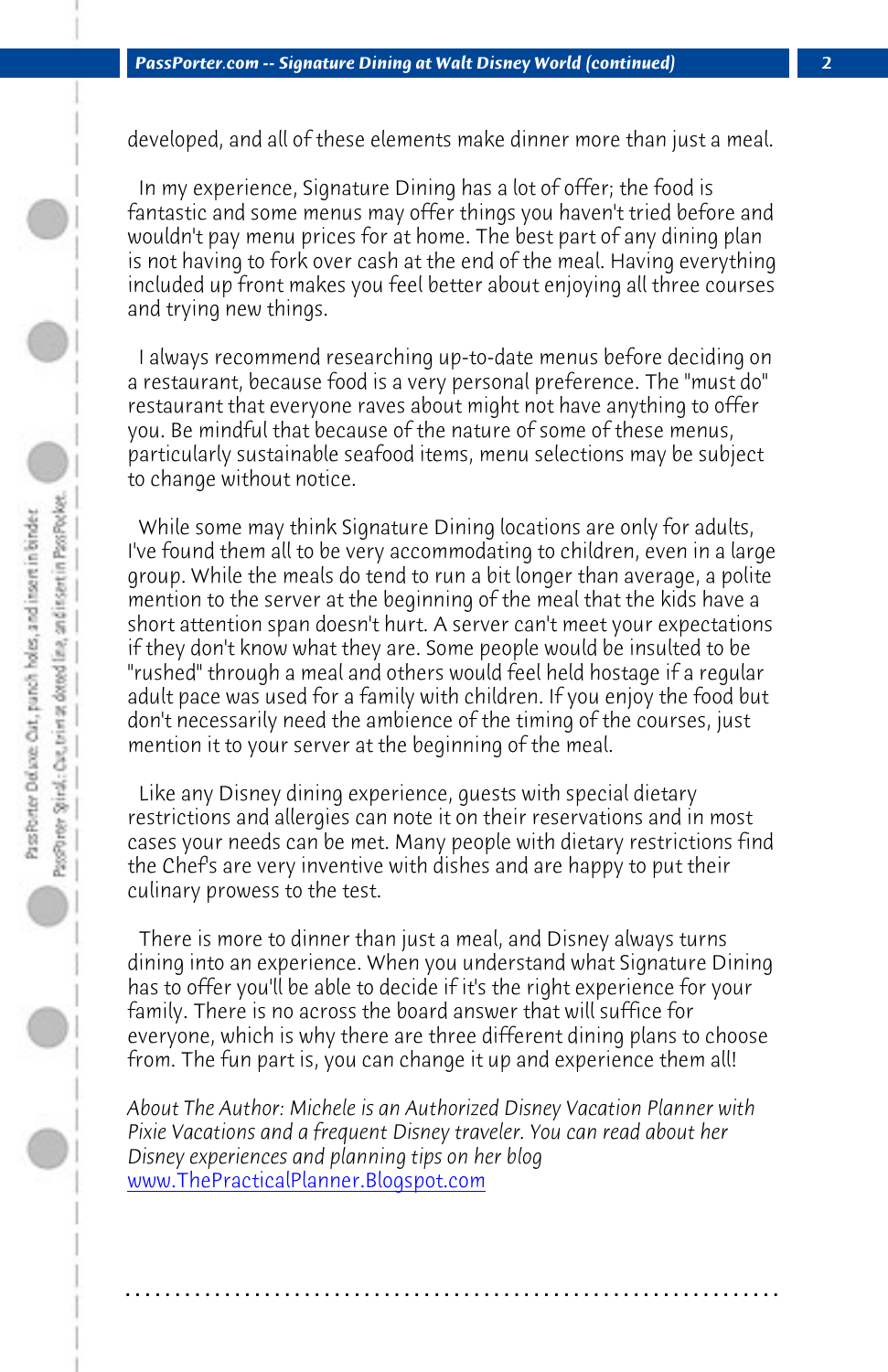developed, and all of these elements make dinner more than just a meal.

In my experience, Signature Dining has a lot of offer; the food is fantastic and some menus may offer things you haven't tried before and wouldn't pay menu prices for at home. The best part of any dining plan is not having to fork over cash at the end of the meal. Having everything included up front makes you feel better about enjoying all three courses and trying new things.

I always recommend researching up-to-date menus before deciding on a restaurant, because food is a very personal preference. The "must do" restaurant that everyone raves about might not have anything to offer you. Be mindful that because of the nature of some of these menus, particularly sustainable seafood items, menu selections may be subject to change without notice.

While some may think Signature Dining locations are only for adults, I've found them all to be very accommodating to children, even in a large group. While the meals do tend to run a bit longer than average, a polite mention to the server at the beginning of the meal that the kids have a short attention span doesn't hurt. A server can't meet your expectations if they don't know what they are. Some people would be insulted to be "rushed" through a meal and others would feel held hostage if a regular adult pace was used for a family with children. If you enjoy the food but don't necessarily need the ambience of the timing of the courses, just mention it to your server at the beginning of the meal.

Like any Disney dining experience, guests with special dietary restrictions and allergies can note it on their reservations and in most cases your needs can be met. Many people with dietary restrictions find the Chef's are very inventive with dishes and are happy to put their culinary prowess to the test.

There is more to dinner than just a meal, and Disney always turns dining into an experience. When you understand what Signature Dining has to offer you'll be able to decide if it's the right experience for your family. There is no across the board answer that will suffice for everyone, which is why there are three different dining plans to choose from. The fun part is, you can change it up and experience them all!

*About The Author: Michele is an Authorized Disney Vacation Planner with Pixie Vacations and a frequent Disney traveler. You can read about her Disney experiences and planning tips on her blog* [www.ThePracticalPlanner.Blogspot.com](http://www.ThePracticalPlanner.Blogspot.com)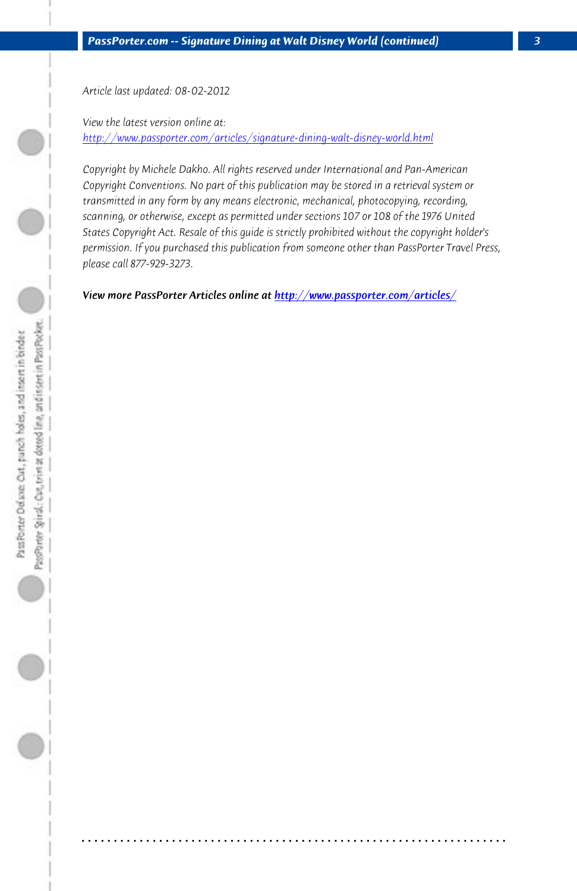*Article last updated: 08-02-2012*

*View the latest version online at:*
*http://www.passporter.com/articles/signature-dining-walt-disney-world.html*

*Copyright by Michele Dakho. All rights reserved under International and Pan-American Copyright Conventions. No part of this publication may be stored in a retrieval system or transmitted in any form by any means electronic, mechanical, photocopying, recording, scanning, or otherwise, except as permitted under sections 107 or 108 of the 1976 United States Copyright Act. Resale of this guide is strictly prohibited without the copyright holder's permission. If you purchased this publication from someone other than PassPorter Travel Press, please call 877-929-3273.*

***View more PassPorter Articles online at http://www.passporter.com/articles/***